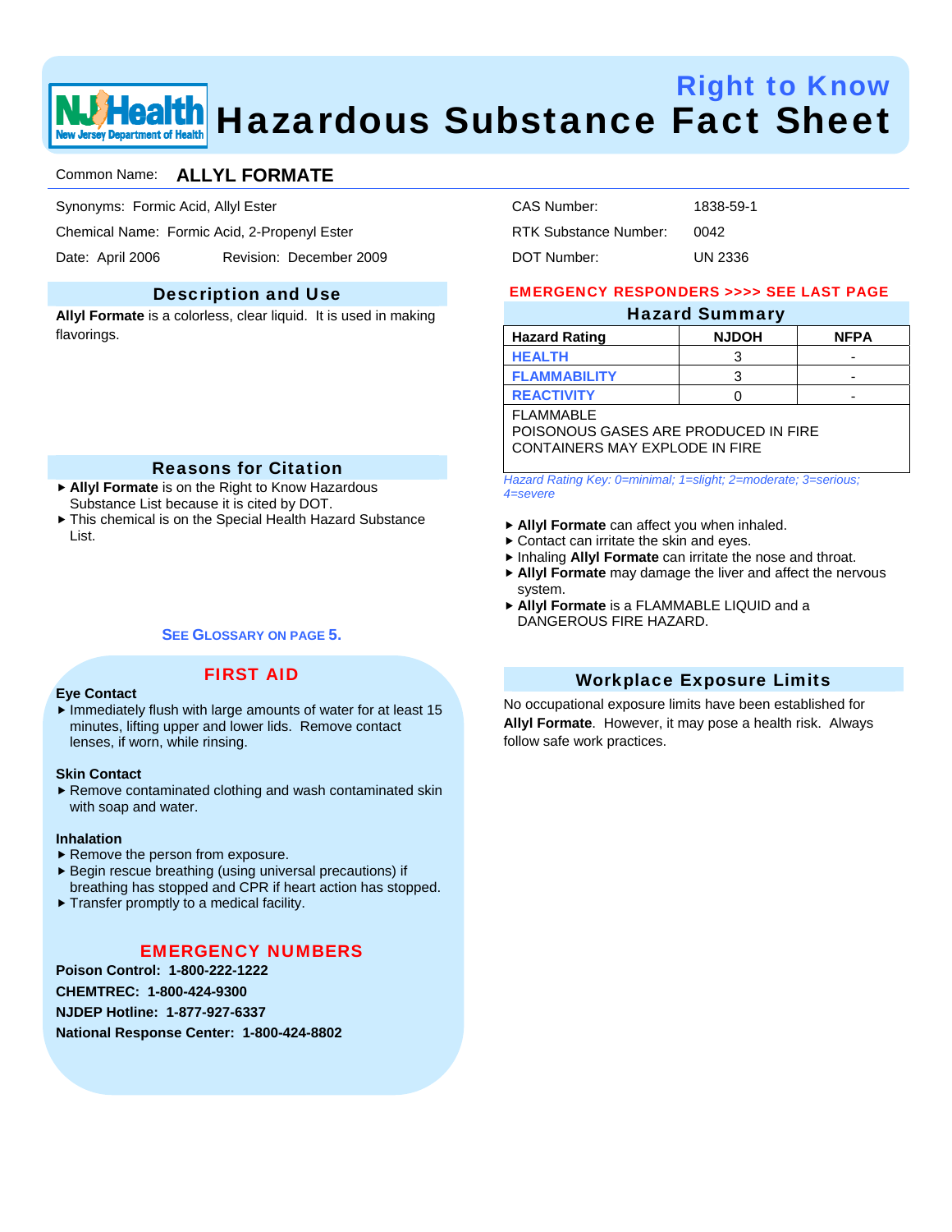# Right to Know
# Hazardous Substance Fact Sheet

Common Name: **ALLYL FORMATE**

Synonyms: Formic Acid, Allyl Ester

Chemical Name: Formic Acid, 2-Propenyl Ester

Date: April 2006 Revision: December 2009

CAS Number: 1838-59-1

RTK Substance Number: 0042

DOT Number: UN 2336

## Description and Use

**Allyl Formate** is a colorless, clear liquid. It is used in making flavorings.

## Reasons for Citation

- **Allyl Formate** is on the Right to Know Hazardous Substance List because it is cited by DOT.
- This chemical is on the Special Health Hazard Substance List.

**SEE GLOSSARY ON PAGE 5.**

## FIRST AID

**Eye Contact**

- Immediately flush with large amounts of water for at least 15 minutes, lifting upper and lower lids. Remove contact lenses, if worn, while rinsing.

**Skin Contact**

- Remove contaminated clothing and wash contaminated skin with soap and water.

**Inhalation**

- Remove the person from exposure.
- Begin rescue breathing (using universal precautions) if breathing has stopped and CPR if heart action has stopped.
- Transfer promptly to a medical facility.

## EMERGENCY NUMBERS

**Poison Control: 1-800-222-1222**

**CHEMTREC: 1-800-424-9300**

**NJDEP Hotline: 1-877-927-6337**

**National Response Center: 1-800-424-8802**

**EMERGENCY RESPONDERS >>>> SEE LAST PAGE**

## Hazard Summary

| Hazard Rating | NJDOH | NFPA |
|---|---|---|
| HEALTH | 3 | - |
| FLAMMABILITY | 3 | - |
| REACTIVITY | 0 | - |

FLAMMABLE
POISONOUS GASES ARE PRODUCED IN FIRE
CONTAINERS MAY EXPLODE IN FIRE

*Hazard Rating Key: 0=minimal; 1=slight; 2=moderate; 3=serious; 4=severe*

- **Allyl Formate** can affect you when inhaled.
- Contact can irritate the skin and eyes.
- Inhaling **Allyl Formate** can irritate the nose and throat.
- **Allyl Formate** may damage the liver and affect the nervous system.
- **Allyl Formate** is a FLAMMABLE LIQUID and a DANGEROUS FIRE HAZARD.

## Workplace Exposure Limits

No occupational exposure limits have been established for **Allyl Formate**. However, it may pose a health risk. Always follow safe work practices.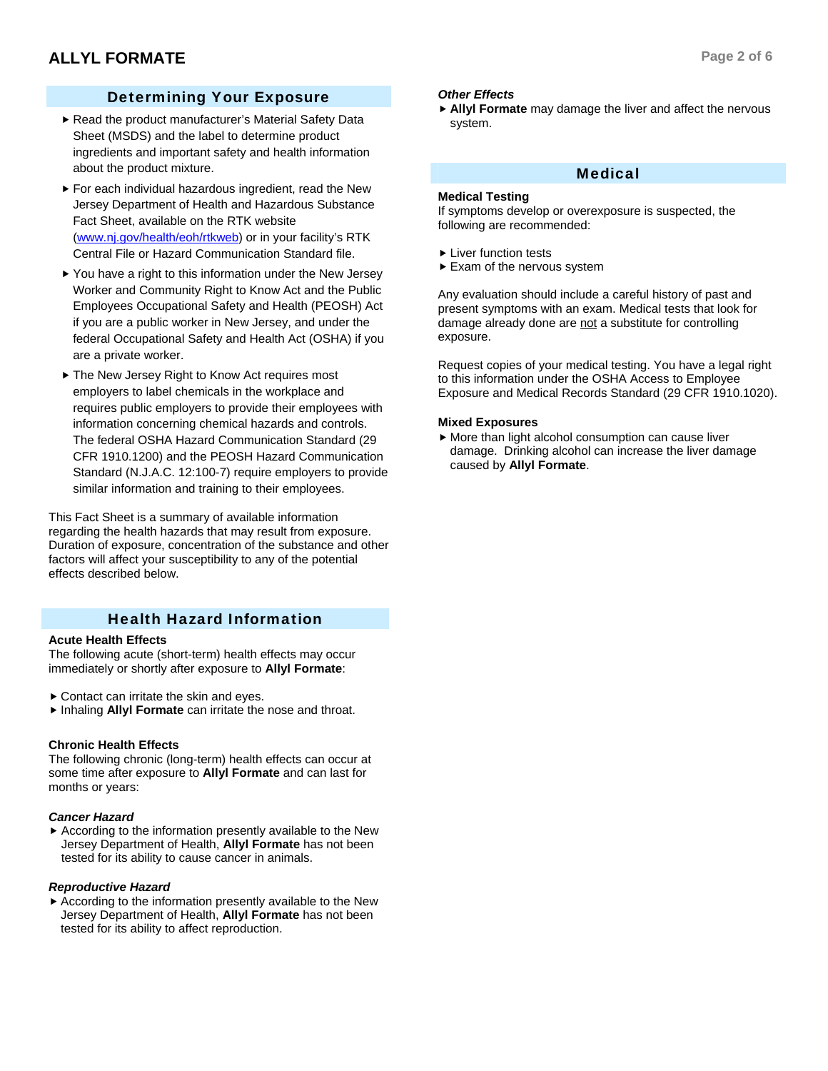## Determining Your Exposure

- Read the product manufacturer's Material Safety Data Sheet (MSDS) and the label to determine product ingredients and important safety and health information about the product mixture.
- For each individual hazardous ingredient, read the New Jersey Department of Health and Hazardous Substance Fact Sheet, available on the RTK website (www.nj.gov/health/eoh/rtkweb) or in your facility's RTK Central File or Hazard Communication Standard file.
- You have a right to this information under the New Jersey Worker and Community Right to Know Act and the Public Employees Occupational Safety and Health (PEOSH) Act if you are a public worker in New Jersey, and under the federal Occupational Safety and Health Act (OSHA) if you are a private worker.
- The New Jersey Right to Know Act requires most employers to label chemicals in the workplace and requires public employers to provide their employees with information concerning chemical hazards and controls. The federal OSHA Hazard Communication Standard (29 CFR 1910.1200) and the PEOSH Hazard Communication Standard (N.J.A.C. 12:100-7) require employers to provide similar information and training to their employees.

This Fact Sheet is a summary of available information regarding the health hazards that may result from exposure. Duration of exposure, concentration of the substance and other factors will affect your susceptibility to any of the potential effects described below.

## Health Hazard Information

### Acute Health Effects

The following acute (short-term) health effects may occur immediately or shortly after exposure to **Allyl Formate**:

- Contact can irritate the skin and eyes.
- Inhaling **Allyl Formate** can irritate the nose and throat.

### Chronic Health Effects

The following chronic (long-term) health effects can occur at some time after exposure to **Allyl Formate** and can last for months or years:

***Cancer Hazard***

- According to the information presently available to the New Jersey Department of Health, **Allyl Formate** has not been tested for its ability to cause cancer in animals.

***Reproductive Hazard***

- According to the information presently available to the New Jersey Department of Health, **Allyl Formate** has not been tested for its ability to affect reproduction.

***Other Effects***

- **Allyl Formate** may damage the liver and affect the nervous system.

## Medical

### Medical Testing

If symptoms develop or overexposure is suspected, the following are recommended:

- Liver function tests
- Exam of the nervous system

Any evaluation should include a careful history of past and present symptoms with an exam. Medical tests that look for damage already done are not a substitute for controlling exposure.

Request copies of your medical testing. You have a legal right to this information under the OSHA Access to Employee Exposure and Medical Records Standard (29 CFR 1910.1020).

### Mixed Exposures

- More than light alcohol consumption can cause liver damage. Drinking alcohol can increase the liver damage caused by **Allyl Formate**.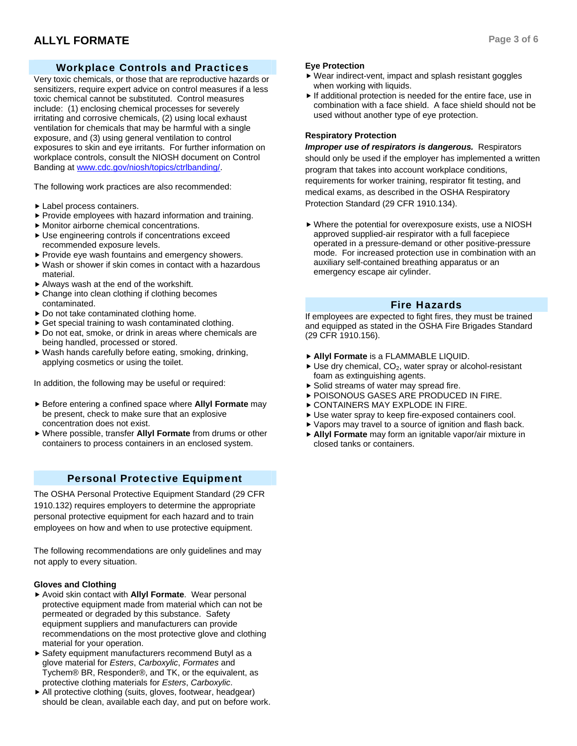## Workplace Controls and Practices

Very toxic chemicals, or those that are reproductive hazards or sensitizers, require expert advice on control measures if a less toxic chemical cannot be substituted. Control measures include: (1) enclosing chemical processes for severely irritating and corrosive chemicals, (2) using local exhaust ventilation for chemicals that may be harmful with a single exposure, and (3) using general ventilation to control exposures to skin and eye irritants. For further information on workplace controls, consult the NIOSH document on Control Banding at www.cdc.gov/niosh/topics/ctrlbanding/.

The following work practices are also recommended:

- Label process containers.
- Provide employees with hazard information and training.
- Monitor airborne chemical concentrations.
- Use engineering controls if concentrations exceed recommended exposure levels.
- Provide eye wash fountains and emergency showers.
- Wash or shower if skin comes in contact with a hazardous material.
- Always wash at the end of the workshift.
- Change into clean clothing if clothing becomes contaminated.
- Do not take contaminated clothing home.
- Get special training to wash contaminated clothing.
- Do not eat, smoke, or drink in areas where chemicals are being handled, processed or stored.
- Wash hands carefully before eating, smoking, drinking, applying cosmetics or using the toilet.

In addition, the following may be useful or required:

- Before entering a confined space where **Allyl Formate** may be present, check to make sure that an explosive concentration does not exist.
- Where possible, transfer **Allyl Formate** from drums or other containers to process containers in an enclosed system.

## Personal Protective Equipment

The OSHA Personal Protective Equipment Standard (29 CFR 1910.132) requires employers to determine the appropriate personal protective equipment for each hazard and to train employees on how and when to use protective equipment.

The following recommendations are only guidelines and may not apply to every situation.

### Gloves and Clothing

- Avoid skin contact with **Allyl Formate**. Wear personal protective equipment made from material which can not be permeated or degraded by this substance. Safety equipment suppliers and manufacturers can provide recommendations on the most protective glove and clothing material for your operation.
- Safety equipment manufacturers recommend Butyl as a glove material for *Esters*, *Carboxylic*, *Formates* and Tychem® BR, Responder®, and TK, or the equivalent, as protective clothing materials for *Esters*, *Carboxylic*.
- All protective clothing (suits, gloves, footwear, headgear) should be clean, available each day, and put on before work.

### Eye Protection

- Wear indirect-vent, impact and splash resistant goggles when working with liquids.
- If additional protection is needed for the entire face, use in combination with a face shield. A face shield should not be used without another type of eye protection.

### Respiratory Protection

***Improper use of respirators is dangerous.*** Respirators should only be used if the employer has implemented a written program that takes into account workplace conditions, requirements for worker training, respirator fit testing, and medical exams, as described in the OSHA Respiratory Protection Standard (29 CFR 1910.134).

- Where the potential for overexposure exists, use a NIOSH approved supplied-air respirator with a full facepiece operated in a pressure-demand or other positive-pressure mode. For increased protection use in combination with an auxiliary self-contained breathing apparatus or an emergency escape air cylinder.

## Fire Hazards

If employees are expected to fight fires, they must be trained and equipped as stated in the OSHA Fire Brigades Standard (29 CFR 1910.156).

- **Allyl Formate** is a FLAMMABLE LIQUID.
- Use dry chemical, $CO_2$, water spray or alcohol-resistant foam as extinguishing agents.
- Solid streams of water may spread fire.
- POISONOUS GASES ARE PRODUCED IN FIRE.
- CONTAINERS MAY EXPLODE IN FIRE.
- Use water spray to keep fire-exposed containers cool.
- Vapors may travel to a source of ignition and flash back.
- **Allyl Formate** may form an ignitable vapor/air mixture in closed tanks or containers.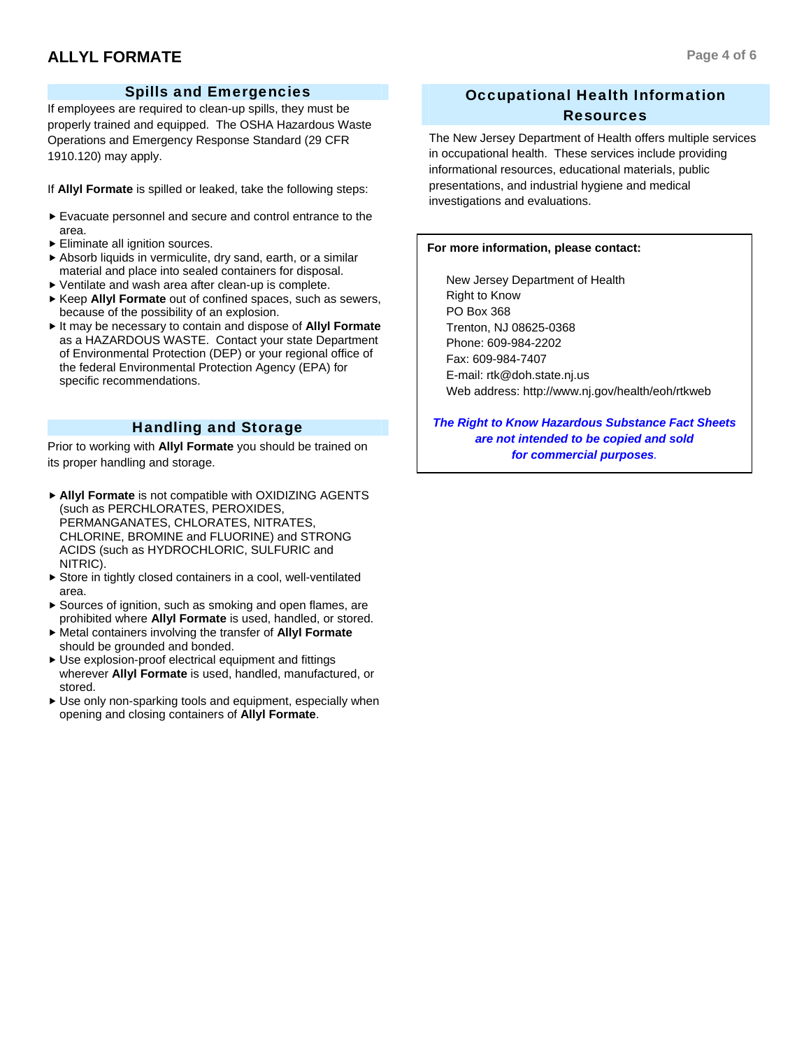## Spills and Emergencies

If employees are required to clean-up spills, they must be properly trained and equipped. The OSHA Hazardous Waste Operations and Emergency Response Standard (29 CFR 1910.120) may apply.

If **Allyl Formate** is spilled or leaked, take the following steps:

- Evacuate personnel and secure and control entrance to the area.
- Eliminate all ignition sources.
- Absorb liquids in vermiculite, dry sand, earth, or a similar material and place into sealed containers for disposal.
- Ventilate and wash area after clean-up is complete.
- Keep **Allyl Formate** out of confined spaces, such as sewers, because of the possibility of an explosion.
- It may be necessary to contain and dispose of **Allyl Formate** as a HAZARDOUS WASTE. Contact your state Department of Environmental Protection (DEP) or your regional office of the federal Environmental Protection Agency (EPA) for specific recommendations.

## Handling and Storage

Prior to working with **Allyl Formate** you should be trained on its proper handling and storage.

- **Allyl Formate** is not compatible with OXIDIZING AGENTS (such as PERCHLORATES, PEROXIDES, PERMANGANATES, CHLORATES, NITRATES, CHLORINE, BROMINE and FLUORINE) and STRONG ACIDS (such as HYDROCHLORIC, SULFURIC and NITRIC).
- Store in tightly closed containers in a cool, well-ventilated area.
- Sources of ignition, such as smoking and open flames, are prohibited where **Allyl Formate** is used, handled, or stored.
- Metal containers involving the transfer of **Allyl Formate** should be grounded and bonded.
- Use explosion-proof electrical equipment and fittings wherever **Allyl Formate** is used, handled, manufactured, or stored.
- Use only non-sparking tools and equipment, especially when opening and closing containers of **Allyl Formate**.

## Occupational Health Information Resources

The New Jersey Department of Health offers multiple services in occupational health. These services include providing informational resources, educational materials, public presentations, and industrial hygiene and medical investigations and evaluations.

**For more information, please contact:**

New Jersey Department of Health
Right to Know
PO Box 368
Trenton, NJ 08625-0368
Phone: 609-984-2202
Fax: 609-984-7407
E-mail: rtk@doh.state.nj.us
Web address: http://www.nj.gov/health/eoh/rtkweb

***The Right to Know Hazardous Substance Fact Sheets are not intended to be copied and sold for commercial purposes.***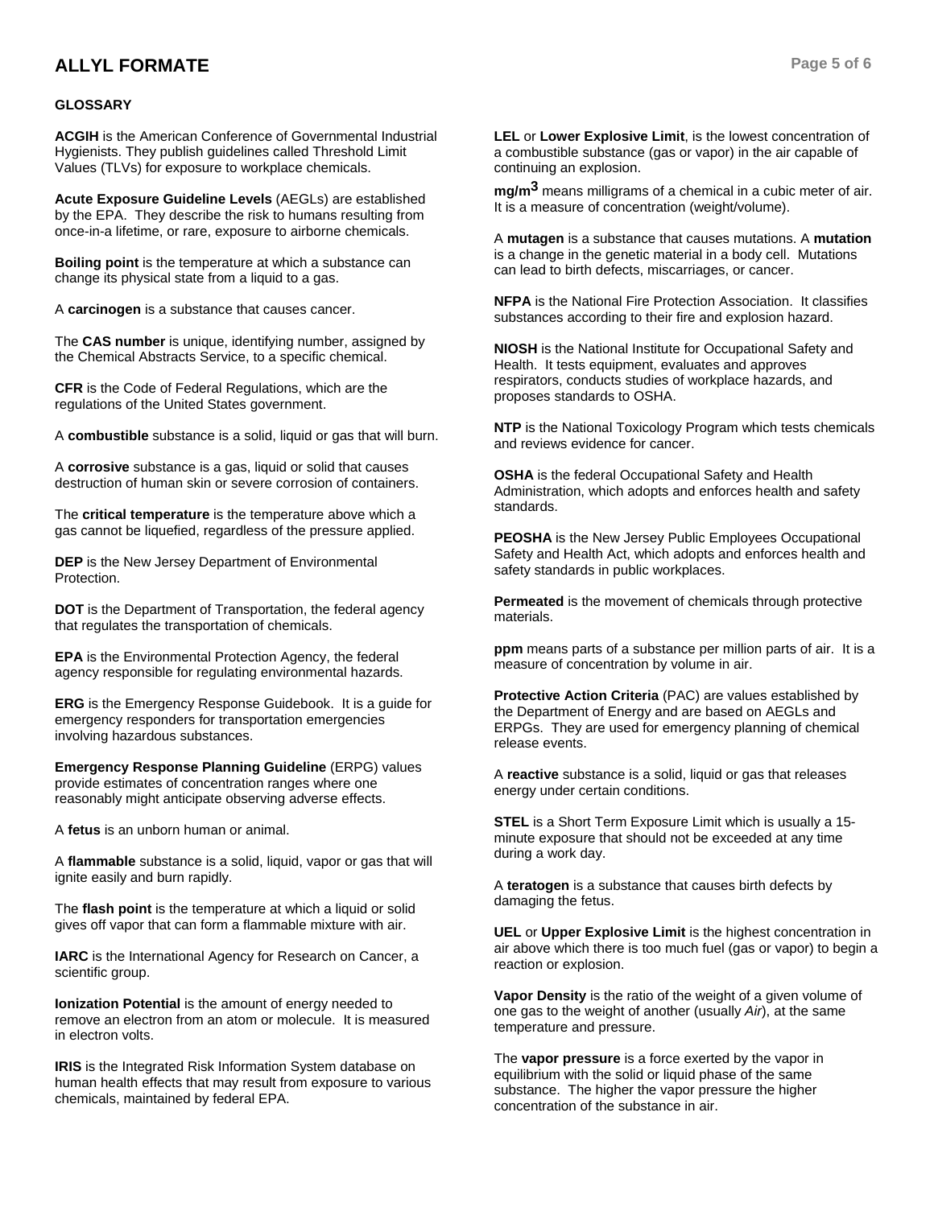### GLOSSARY

**ACGIH** is the American Conference of Governmental Industrial Hygienists. They publish guidelines called Threshold Limit Values (TLVs) for exposure to workplace chemicals.

**Acute Exposure Guideline Levels** (AEGLs) are established by the EPA. They describe the risk to humans resulting from once-in-a lifetime, or rare, exposure to airborne chemicals.

**Boiling point** is the temperature at which a substance can change its physical state from a liquid to a gas.

A **carcinogen** is a substance that causes cancer.

The **CAS number** is unique, identifying number, assigned by the Chemical Abstracts Service, to a specific chemical.

**CFR** is the Code of Federal Regulations, which are the regulations of the United States government.

A **combustible** substance is a solid, liquid or gas that will burn.

A **corrosive** substance is a gas, liquid or solid that causes destruction of human skin or severe corrosion of containers.

The **critical temperature** is the temperature above which a gas cannot be liquefied, regardless of the pressure applied.

**DEP** is the New Jersey Department of Environmental Protection.

**DOT** is the Department of Transportation, the federal agency that regulates the transportation of chemicals.

**EPA** is the Environmental Protection Agency, the federal agency responsible for regulating environmental hazards.

**ERG** is the Emergency Response Guidebook. It is a guide for emergency responders for transportation emergencies involving hazardous substances.

**Emergency Response Planning Guideline** (ERPG) values provide estimates of concentration ranges where one reasonably might anticipate observing adverse effects.

A **fetus** is an unborn human or animal.

A **flammable** substance is a solid, liquid, vapor or gas that will ignite easily and burn rapidly.

The **flash point** is the temperature at which a liquid or solid gives off vapor that can form a flammable mixture with air.

**IARC** is the International Agency for Research on Cancer, a scientific group.

**Ionization Potential** is the amount of energy needed to remove an electron from an atom or molecule. It is measured in electron volts.

**IRIS** is the Integrated Risk Information System database on human health effects that may result from exposure to various chemicals, maintained by federal EPA.

**LEL** or **Lower Explosive Limit**, is the lowest concentration of a combustible substance (gas or vapor) in the air capable of continuing an explosion.

**mg/m$^3$** means milligrams of a chemical in a cubic meter of air. It is a measure of concentration (weight/volume).

A **mutagen** is a substance that causes mutations. A **mutation** is a change in the genetic material in a body cell. Mutations can lead to birth defects, miscarriages, or cancer.

**NFPA** is the National Fire Protection Association. It classifies substances according to their fire and explosion hazard.

**NIOSH** is the National Institute for Occupational Safety and Health. It tests equipment, evaluates and approves respirators, conducts studies of workplace hazards, and proposes standards to OSHA.

**NTP** is the National Toxicology Program which tests chemicals and reviews evidence for cancer.

**OSHA** is the federal Occupational Safety and Health Administration, which adopts and enforces health and safety standards.

**PEOSHA** is the New Jersey Public Employees Occupational Safety and Health Act, which adopts and enforces health and safety standards in public workplaces.

**Permeated** is the movement of chemicals through protective materials.

**ppm** means parts of a substance per million parts of air. It is a measure of concentration by volume in air.

**Protective Action Criteria** (PAC) are values established by the Department of Energy and are based on AEGLs and ERPGs. They are used for emergency planning of chemical release events.

A **reactive** substance is a solid, liquid or gas that releases energy under certain conditions.

**STEL** is a Short Term Exposure Limit which is usually a 15-minute exposure that should not be exceeded at any time during a work day.

A **teratogen** is a substance that causes birth defects by damaging the fetus.

**UEL** or **Upper Explosive Limit** is the highest concentration in air above which there is too much fuel (gas or vapor) to begin a reaction or explosion.

**Vapor Density** is the ratio of the weight of a given volume of one gas to the weight of another (usually *Air*), at the same temperature and pressure.

The **vapor pressure** is a force exerted by the vapor in equilibrium with the solid or liquid phase of the same substance. The higher the vapor pressure the higher concentration of the substance in air.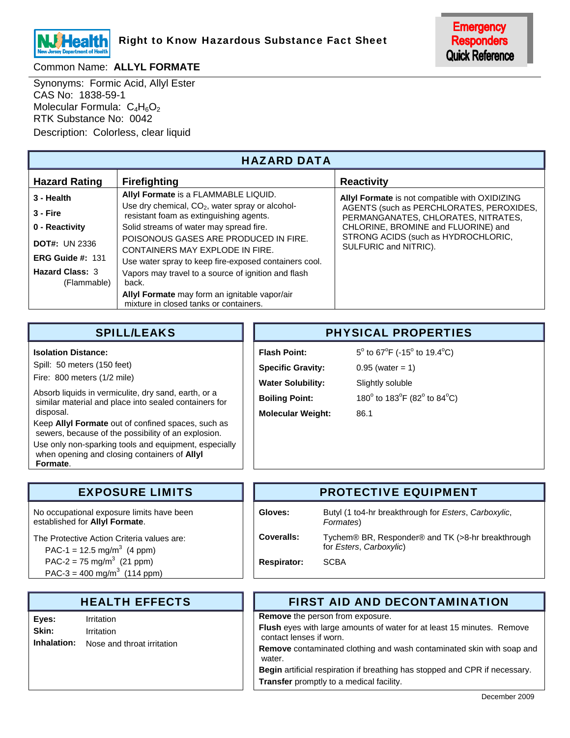**Right to Know Hazardous Substance Fact Sheet**

**Emergency Responders Quick Reference**

Common Name: **ALLYL FORMATE**

Synonyms: Formic Acid, Allyl Ester
CAS No: 1838-59-1
Molecular Formula: $C_4H_6O_2$
RTK Substance No: 0042
Description: Colorless, clear liquid

## HAZARD DATA

| Hazard Rating | Firefighting | Reactivity |
|---|---|---|
| **3 - Health**<br>**3 - Fire**<br>**0 - Reactivity**<br>**DOT#:** UN 2336<br>**ERG Guide #:** 131<br>**Hazard Class:** 3 (Flammable) | **Allyl Formate** is a FLAMMABLE LIQUID.<br>Use dry chemical, $CO_2$, water spray or alcohol-resistant foam as extinguishing agents.<br>Solid streams of water may spread fire.<br>POISONOUS GASES ARE PRODUCED IN FIRE.<br>CONTAINERS MAY EXPLODE IN FIRE.<br>Use water spray to keep fire-exposed containers cool.<br>Vapors may travel to a source of ignition and flash back.<br>**Allyl Formate** may form an ignitable vapor/air mixture in closed tanks or containers. | **Allyl Formate** is not compatible with OXIDIZING AGENTS (such as PERCHLORATES, PEROXIDES, PERMANGANATES, CHLORATES, NITRATES, CHLORINE, BROMINE and FLUORINE) and STRONG ACIDS (such as HYDROCHLORIC, SULFURIC and NITRIC). |

## SPILL/LEAKS

**Isolation Distance:**

Spill: 50 meters (150 feet)

Fire: 800 meters (1/2 mile)

Absorb liquids in vermiculite, dry sand, earth, or a similar material and place into sealed containers for disposal.

Keep **Allyl Formate** out of confined spaces, such as sewers, because of the possibility of an explosion.

Use only non-sparking tools and equipment, especially when opening and closing containers of **Allyl Formate**.

## PHYSICAL PROPERTIES

| | |
|---|---|
| **Flash Point:** | $5^o$ to $67^oF$ ($-15^o$ to $19.4^oC$) |
| **Specific Gravity:** | 0.95 (water = 1) |
| **Water Solubility:** | Slightly soluble |
| **Boiling Point:** | $180^o$ to $183^oF$ ($82^o$ to $84^oC$) |
| **Molecular Weight:** | 86.1 |

## EXPOSURE LIMITS

No occupational exposure limits have been established for **Allyl Formate**.

The Protective Action Criteria values are:

PAC-1 = 12.5 $mg/m^3$ (4 ppm)
PAC-2 = 75 $mg/m^3$ (21 ppm)
PAC-3 = 400 $mg/m^3$ (114 ppm)

## PROTECTIVE EQUIPMENT

| | |
|---|---|
| **Gloves:** | Butyl (1 to4-hr breakthrough for *Esters*, *Carboxylic*, *Formates*) |
| **Coveralls:** | Tychem® BR, Responder® and TK (>8-hr breakthrough for *Esters*, *Carboxylic*) |
| **Respirator:** | SCBA |

## HEALTH EFFECTS

| | |
|---|---|
| **Eyes:** | Irritation |
| **Skin:** | Irritation |
| **Inhalation:** | Nose and throat irritation |

## FIRST AID AND DECONTAMINATION

**Remove** the person from exposure.

**Flush** eyes with large amounts of water for at least 15 minutes. Remove contact lenses if worn.

**Remove** contaminated clothing and wash contaminated skin with soap and water.

**Begin** artificial respiration if breathing has stopped and CPR if necessary.

**Transfer** promptly to a medical facility.

December 2009